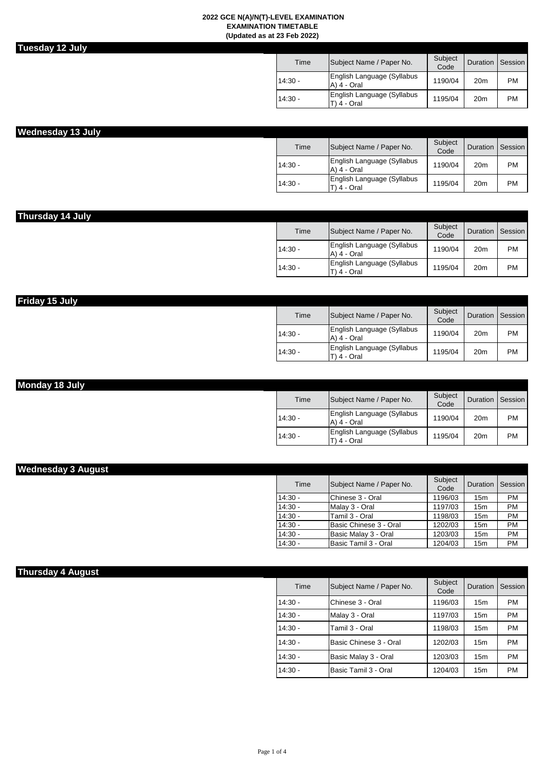**2022 GCE N(A)/N(T)-LEVEL EXAMINATION**
**EXAMINATION TIMETABLE**
**(Updated as at 23 Feb 2022)**

## Tuesday 12 July

| Time | Subject Name / Paper No. | Subject Code | Duration | Session |
|---|---|---|---|---|
| 14:30 - | English Language (Syllabus A) 4 - Oral | 1190/04 | 20m | PM |
| 14:30 - | English Language (Syllabus T) 4 - Oral | 1195/04 | 20m | PM |

## Wednesday 13 July

| Time | Subject Name / Paper No. | Subject Code | Duration | Session |
|---|---|---|---|---|
| 14:30 - | English Language (Syllabus A) 4 - Oral | 1190/04 | 20m | PM |
| 14:30 - | English Language (Syllabus T) 4 - Oral | 1195/04 | 20m | PM |

## Thursday 14 July

| Time | Subject Name / Paper No. | Subject Code | Duration | Session |
|---|---|---|---|---|
| 14:30 - | English Language (Syllabus A) 4 - Oral | 1190/04 | 20m | PM |
| 14:30 - | English Language (Syllabus T) 4 - Oral | 1195/04 | 20m | PM |

## Friday 15 July

| Time | Subject Name / Paper No. | Subject Code | Duration | Session |
|---|---|---|---|---|
| 14:30 - | English Language (Syllabus A) 4 - Oral | 1190/04 | 20m | PM |
| 14:30 - | English Language (Syllabus T) 4 - Oral | 1195/04 | 20m | PM |

## Monday 18 July

| Time | Subject Name / Paper No. | Subject Code | Duration | Session |
|---|---|---|---|---|
| 14:30 - | English Language (Syllabus A) 4 - Oral | 1190/04 | 20m | PM |
| 14:30 - | English Language (Syllabus T) 4 - Oral | 1195/04 | 20m | PM |

## Wednesday 3 August

| Time | Subject Name / Paper No. | Subject Code | Duration | Session |
|---|---|---|---|---|
| 14:30 - | Chinese 3 - Oral | 1196/03 | 15m | PM |
| 14:30 - | Malay 3 - Oral | 1197/03 | 15m | PM |
| 14:30 - | Tamil 3 - Oral | 1198/03 | 15m | PM |
| 14:30 - | Basic Chinese 3 - Oral | 1202/03 | 15m | PM |
| 14:30 - | Basic Malay 3 - Oral | 1203/03 | 15m | PM |
| 14:30 - | Basic Tamil 3 - Oral | 1204/03 | 15m | PM |

## Thursday 4 August

| Time | Subject Name / Paper No. | Subject Code | Duration | Session |
|---|---|---|---|---|
| 14:30 - | Chinese 3 - Oral | 1196/03 | 15m | PM |
| 14:30 - | Malay 3 - Oral | 1197/03 | 15m | PM |
| 14:30 - | Tamil 3 - Oral | 1198/03 | 15m | PM |
| 14:30 - | Basic Chinese 3 - Oral | 1202/03 | 15m | PM |
| 14:30 - | Basic Malay 3 - Oral | 1203/03 | 15m | PM |
| 14:30 - | Basic Tamil 3 - Oral | 1204/03 | 15m | PM |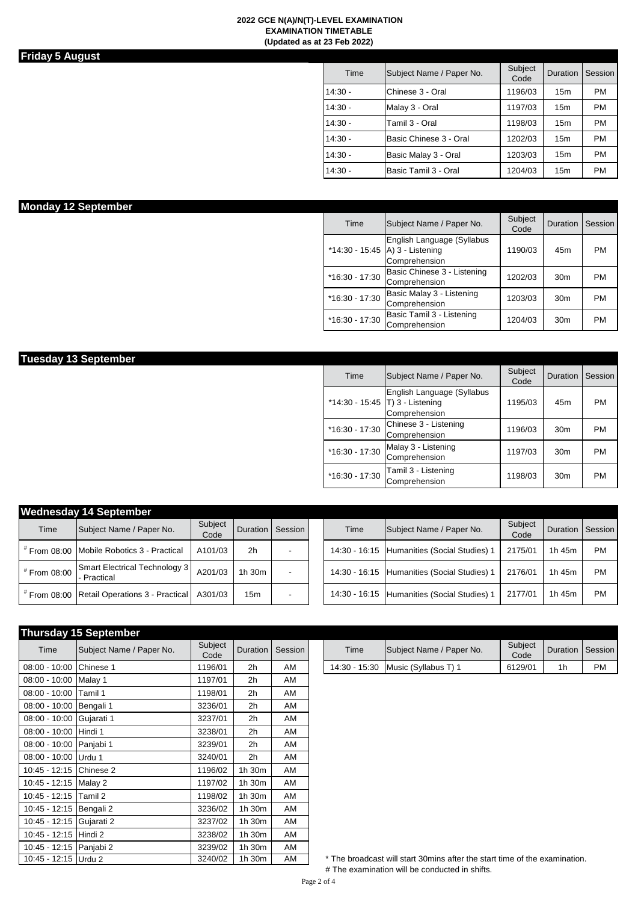**2022 GCE N(A)/N(T)-LEVEL EXAMINATION**
**EXAMINATION TIMETABLE**
**(Updated as at 23 Feb 2022)**

## Friday 5 August

| Time | Subject Name / Paper No. | Subject Code | Duration | Session |
|---|---|---|---|---|
| 14:30 - | Chinese 3 - Oral | 1196/03 | 15m | PM |
| 14:30 - | Malay 3 - Oral | 1197/03 | 15m | PM |
| 14:30 - | Tamil 3 - Oral | 1198/03 | 15m | PM |
| 14:30 - | Basic Chinese 3 - Oral | 1202/03 | 15m | PM |
| 14:30 - | Basic Malay 3 - Oral | 1203/03 | 15m | PM |
| 14:30 - | Basic Tamil 3 - Oral | 1204/03 | 15m | PM |

## Monday 12 September

| Time | Subject Name / Paper No. | Subject Code | Duration | Session |
|---|---|---|---|---|
| *14:30 - 15:45 | English Language (Syllabus A) 3 - Listening Comprehension | 1190/03 | 45m | PM |
| *16:30 - 17:30 | Basic Chinese 3 - Listening Comprehension | 1202/03 | 30m | PM |
| *16:30 - 17:30 | Basic Malay 3 - Listening Comprehension | 1203/03 | 30m | PM |
| *16:30 - 17:30 | Basic Tamil 3 - Listening Comprehension | 1204/03 | 30m | PM |

## Tuesday 13 September

| Time | Subject Name / Paper No. | Subject Code | Duration | Session |
|---|---|---|---|---|
| *14:30 - 15:45 | English Language (Syllabus T) 3 - Listening Comprehension | 1195/03 | 45m | PM |
| *16:30 - 17:30 | Chinese 3 - Listening Comprehension | 1196/03 | 30m | PM |
| *16:30 - 17:30 | Malay 3 - Listening Comprehension | 1197/03 | 30m | PM |
| *16:30 - 17:30 | Tamil 3 - Listening Comprehension | 1198/03 | 30m | PM |

## Wednesday 14 September

| Time | Subject Name / Paper No. | Subject Code | Duration | Session |
|---|---|---|---|---|
| # From 08:00 | Mobile Robotics 3 - Practical | A101/03 | 2h | - |
| # From 08:00 | Smart Electrical Technology 3 - Practical | A201/03 | 1h 30m | - |
| # From 08:00 | Retail Operations 3 - Practical | A301/03 | 15m | - |

| Time | Subject Name / Paper No. | Subject Code | Duration | Session |
|---|---|---|---|---|
| 14:30 - 16:15 | Humanities (Social Studies) 1 | 2175/01 | 1h 45m | PM |
| 14:30 - 16:15 | Humanities (Social Studies) 1 | 2176/01 | 1h 45m | PM |
| 14:30 - 16:15 | Humanities (Social Studies) 1 | 2177/01 | 1h 45m | PM |

## Thursday 15 September

| Time | Subject Name / Paper No. | Subject Code | Duration | Session |
|---|---|---|---|---|
| 08:00 - 10:00 | Chinese 1 | 1196/01 | 2h | AM |
| 08:00 - 10:00 | Malay 1 | 1197/01 | 2h | AM |
| 08:00 - 10:00 | Tamil 1 | 1198/01 | 2h | AM |
| 08:00 - 10:00 | Bengali 1 | 3236/01 | 2h | AM |
| 08:00 - 10:00 | Gujarati 1 | 3237/01 | 2h | AM |
| 08:00 - 10:00 | Hindi 1 | 3238/01 | 2h | AM |
| 08:00 - 10:00 | Panjabi 1 | 3239/01 | 2h | AM |
| 08:00 - 10:00 | Urdu 1 | 3240/01 | 2h | AM |
| 10:45 - 12:15 | Chinese 2 | 1196/02 | 1h 30m | AM |
| 10:45 - 12:15 | Malay 2 | 1197/02 | 1h 30m | AM |
| 10:45 - 12:15 | Tamil 2 | 1198/02 | 1h 30m | AM |
| 10:45 - 12:15 | Bengali 2 | 3236/02 | 1h 30m | AM |
| 10:45 - 12:15 | Gujarati 2 | 3237/02 | 1h 30m | AM |
| 10:45 - 12:15 | Hindi 2 | 3238/02 | 1h 30m | AM |
| 10:45 - 12:15 | Panjabi 2 | 3239/02 | 1h 30m | AM |
| 10:45 - 12:15 | Urdu 2 | 3240/02 | 1h 30m | AM |

| Time | Subject Name / Paper No. | Subject Code | Duration | Session |
|---|---|---|---|---|
| 14:30 - 15:30 | Music (Syllabus T) 1 | 6129/01 | 1h | PM |

\* The broadcast will start 30mins after the start time of the examination.

\# The examination will be conducted in shifts.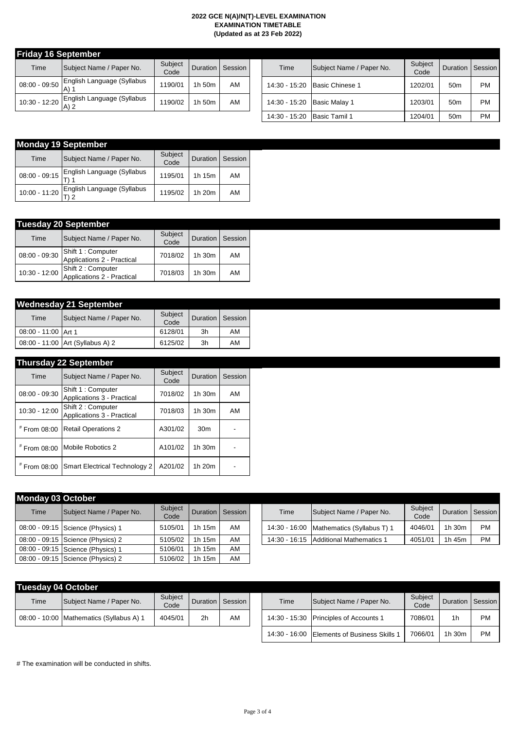**2022 GCE N(A)/N(T)-LEVEL EXAMINATION**
**EXAMINATION TIMETABLE**
**(Updated as at 23 Feb 2022)**

## Friday 16 September

| Time | Subject Name / Paper No. | Subject Code | Duration | Session |
|---|---|---|---|---|
| 08:00 - 09:50 | English Language (Syllabus A) 1 | 1190/01 | 1h 50m | AM |
| 10:30 - 12:20 | English Language (Syllabus A) 2 | 1190/02 | 1h 50m | AM |

| Time | Subject Name / Paper No. | Subject Code | Duration | Session |
|---|---|---|---|---|
| 14:30 - 15:20 | Basic Chinese 1 | 1202/01 | 50m | PM |
| 14:30 - 15:20 | Basic Malay 1 | 1203/01 | 50m | PM |
| 14:30 - 15:20 | Basic Tamil 1 | 1204/01 | 50m | PM |

## Monday 19 September

| Time | Subject Name / Paper No. | Subject Code | Duration | Session |
|---|---|---|---|---|
| 08:00 - 09:15 | English Language (Syllabus T) 1 | 1195/01 | 1h 15m | AM |
| 10:00 - 11:20 | English Language (Syllabus T) 2 | 1195/02 | 1h 20m | AM |

## Tuesday 20 September

| Time | Subject Name / Paper No. | Subject Code | Duration | Session |
|---|---|---|---|---|
| 08:00 - 09:30 | Shift 1 : Computer Applications 2 - Practical | 7018/02 | 1h 30m | AM |
| 10:30 - 12:00 | Shift 2 : Computer Applications 2 - Practical | 7018/03 | 1h 30m | AM |

## Wednesday 21 September

| Time | Subject Name / Paper No. | Subject Code | Duration | Session |
|---|---|---|---|---|
| 08:00 - 11:00 | Art 1 | 6128/01 | 3h | AM |
| 08:00 - 11:00 | Art (Syllabus A) 2 | 6125/02 | 3h | AM |

## Thursday 22 September

| Time | Subject Name / Paper No. | Subject Code | Duration | Session |
|---|---|---|---|---|
| 08:00 - 09:30 | Shift 1 : Computer Applications 3 - Practical | 7018/02 | 1h 30m | AM |
| 10:30 - 12:00 | Shift 2 : Computer Applications 3 - Practical | 7018/03 | 1h 30m | AM |
| # From 08:00 | Retail Operations 2 | A301/02 | 30m | - |
| # From 08:00 | Mobile Robotics 2 | A101/02 | 1h 30m | - |
| # From 08:00 | Smart Electrical Technology 2 | A201/02 | 1h 20m | - |

## Monday 03 October

| Time | Subject Name / Paper No. | Subject Code | Duration | Session |
|---|---|---|---|---|
| 08:00 - 09:15 | Science (Physics) 1 | 5105/01 | 1h 15m | AM |
| 08:00 - 09:15 | Science (Physics) 2 | 5105/02 | 1h 15m | AM |
| 08:00 - 09:15 | Science (Physics) 1 | 5106/01 | 1h 15m | AM |
| 08:00 - 09:15 | Science (Physics) 2 | 5106/02 | 1h 15m | AM |

| Time | Subject Name / Paper No. | Subject Code | Duration | Session |
|---|---|---|---|---|
| 14:30 - 16:00 | Mathematics (Syllabus T) 1 | 4046/01 | 1h 30m | PM |
| 14:30 - 16:15 | Additional Mathematics 1 | 4051/01 | 1h 45m | PM |

## Tuesday 04 October

| Time | Subject Name / Paper No. | Subject Code | Duration | Session |
|---|---|---|---|---|
| 08:00 - 10:00 | Mathematics (Syllabus A) 1 | 4045/01 | 2h | AM |

| Time | Subject Name / Paper No. | Subject Code | Duration | Session |
|---|---|---|---|---|
| 14:30 - 15:30 | Principles of Accounts 1 | 7086/01 | 1h | PM |
| 14:30 - 16:00 | Elements of Business Skills 1 | 7066/01 | 1h 30m | PM |

# The examination will be conducted in shifts.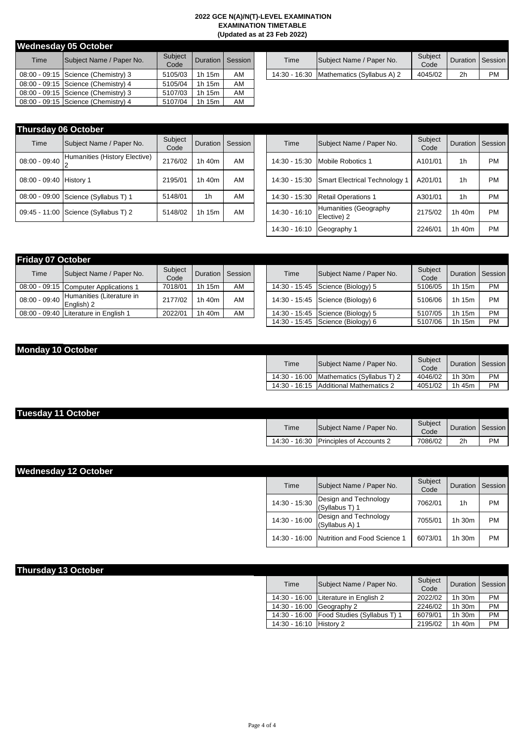**2022 GCE N(A)/N(T)-LEVEL EXAMINATION**
**EXAMINATION TIMETABLE**
**(Updated as at 23 Feb 2022)**

## Wednesday 05 October

| Time | Subject Name / Paper No. | Subject Code | Duration | Session |
|---|---|---|---|---|
| 08:00 - 09:15 | Science (Chemistry) 3 | 5105/03 | 1h 15m | AM |
| 08:00 - 09:15 | Science (Chemistry) 4 | 5105/04 | 1h 15m | AM |
| 08:00 - 09:15 | Science (Chemistry) 3 | 5107/03 | 1h 15m | AM |
| 08:00 - 09:15 | Science (Chemistry) 4 | 5107/04 | 1h 15m | AM |

| Time | Subject Name / Paper No. | Subject Code | Duration | Session |
|---|---|---|---|---|
| 14:30 - 16:30 | Mathematics (Syllabus A) 2 | 4045/02 | 2h | PM |

## Thursday 06 October

| Time | Subject Name / Paper No. | Subject Code | Duration | Session |
|---|---|---|---|---|
| 08:00 - 09:40 | Humanities (History Elective) 2 | 2176/02 | 1h 40m | AM |
| 08:00 - 09:40 | History 1 | 2195/01 | 1h 40m | AM |
| 08:00 - 09:00 | Science (Syllabus T) 1 | 5148/01 | 1h | AM |
| 09:45 - 11:00 | Science (Syllabus T) 2 | 5148/02 | 1h 15m | AM |

| Time | Subject Name / Paper No. | Subject Code | Duration | Session |
|---|---|---|---|---|
| 14:30 - 15:30 | Mobile Robotics 1 | A101/01 | 1h | PM |
| 14:30 - 15:30 | Smart Electrical Technology 1 | A201/01 | 1h | PM |
| 14:30 - 15:30 | Retail Operations 1 | A301/01 | 1h | PM |
| 14:30 - 16:10 | Humanities (Geography Elective) 2 | 2175/02 | 1h 40m | PM |
| 14:30 - 16:10 | Geography 1 | 2246/01 | 1h 40m | PM |

## Friday 07 October

| Time | Subject Name / Paper No. | Subject Code | Duration | Session |
|---|---|---|---|---|
| 08:00 - 09:15 | Computer Applications 1 | 7018/01 | 1h 15m | AM |
| 08:00 - 09:40 | Humanities (Literature in English) 2 | 2177/02 | 1h 40m | AM |
| 08:00 - 09:40 | Literature in English 1 | 2022/01 | 1h 40m | AM |

| Time | Subject Name / Paper No. | Subject Code | Duration | Session |
|---|---|---|---|---|
| 14:30 - 15:45 | Science (Biology) 5 | 5106/05 | 1h 15m | PM |
| 14:30 - 15:45 | Science (Biology) 6 | 5106/06 | 1h 15m | PM |
| 14:30 - 15:45 | Science (Biology) 5 | 5107/05 | 1h 15m | PM |
| 14:30 - 15:45 | Science (Biology) 6 | 5107/06 | 1h 15m | PM |

## Monday 10 October

| Time | Subject Name / Paper No. | Subject Code | Duration | Session |
|---|---|---|---|---|
| 14:30 - 16:00 | Mathematics (Syllabus T) 2 | 4046/02 | 1h 30m | PM |
| 14:30 - 16:15 | Additional Mathematics 2 | 4051/02 | 1h 45m | PM |

## Tuesday 11 October

| Time | Subject Name / Paper No. | Subject Code | Duration | Session |
|---|---|---|---|---|
| 14:30 - 16:30 | Principles of Accounts 2 | 7086/02 | 2h | PM |

## Wednesday 12 October

| Time | Subject Name / Paper No. | Subject Code | Duration | Session |
|---|---|---|---|---|
| 14:30 - 15:30 | Design and Technology (Syllabus T) 1 | 7062/01 | 1h | PM |
| 14:30 - 16:00 | Design and Technology (Syllabus A) 1 | 7055/01 | 1h 30m | PM |
| 14:30 - 16:00 | Nutrition and Food Science 1 | 6073/01 | 1h 30m | PM |

## Thursday 13 October

| Time | Subject Name / Paper No. | Subject Code | Duration | Session |
|---|---|---|---|---|
| 14:30 - 16:00 | Literature in English 2 | 2022/02 | 1h 30m | PM |
| 14:30 - 16:00 | Geography 2 | 2246/02 | 1h 30m | PM |
| 14:30 - 16:00 | Food Studies (Syllabus T) 1 | 6079/01 | 1h 30m | PM |
| 14:30 - 16:10 | History 2 | 2195/02 | 1h 40m | PM |